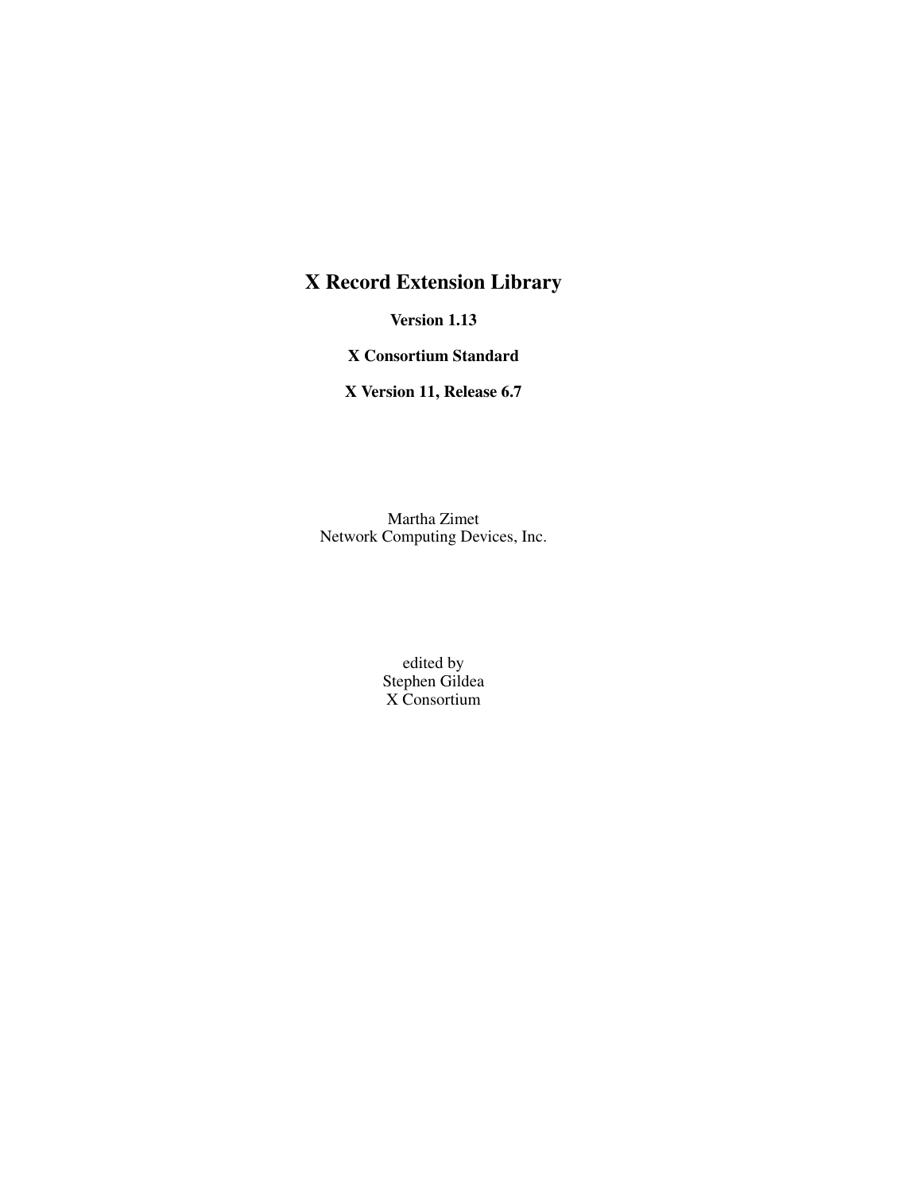# X Record Extension Library

**Version 1.13**

**X Consortium Standard**

**X Version 11, Release 6.7**

Martha Zimet
Network Computing Devices, Inc.

edited by
Stephen Gildea
X Consortium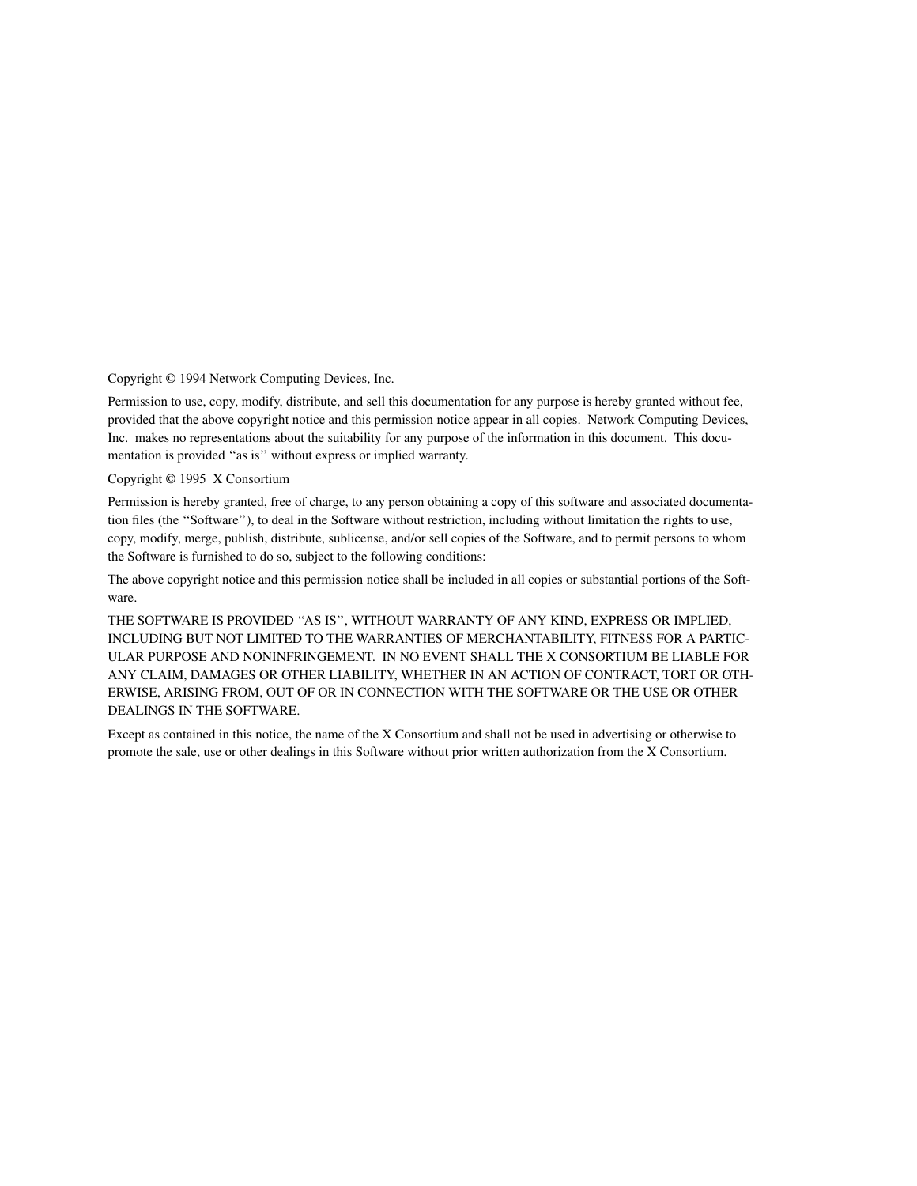Copyright © 1994 Network Computing Devices, Inc.

Permission to use, copy, modify, distribute, and sell this documentation for any purpose is hereby granted without fee, provided that the above copyright notice and this permission notice appear in all copies. Network Computing Devices, Inc. makes no representations about the suitability for any purpose of the information in this document. This documentation is provided ''as is'' without express or implied warranty.

Copyright © 1995 X Consortium

Permission is hereby granted, free of charge, to any person obtaining a copy of this software and associated documentation files (the ''Software''), to deal in the Software without restriction, including without limitation the rights to use, copy, modify, merge, publish, distribute, sublicense, and/or sell copies of the Software, and to permit persons to whom the Software is furnished to do so, subject to the following conditions:

The above copyright notice and this permission notice shall be included in all copies or substantial portions of the Software.

THE SOFTWARE IS PROVIDED ''AS IS'', WITHOUT WARRANTY OF ANY KIND, EXPRESS OR IMPLIED, INCLUDING BUT NOT LIMITED TO THE WARRANTIES OF MERCHANTABILITY, FITNESS FOR A PARTICULAR PURPOSE AND NONINFRINGEMENT. IN NO EVENT SHALL THE X CONSORTIUM BE LIABLE FOR ANY CLAIM, DAMAGES OR OTHER LIABILITY, WHETHER IN AN ACTION OF CONTRACT, TORT OR OTHERWISE, ARISING FROM, OUT OF OR IN CONNECTION WITH THE SOFTWARE OR THE USE OR OTHER DEALINGS IN THE SOFTWARE.

Except as contained in this notice, the name of the X Consortium and shall not be used in advertising or otherwise to promote the sale, use or other dealings in this Software without prior written authorization from the X Consortium.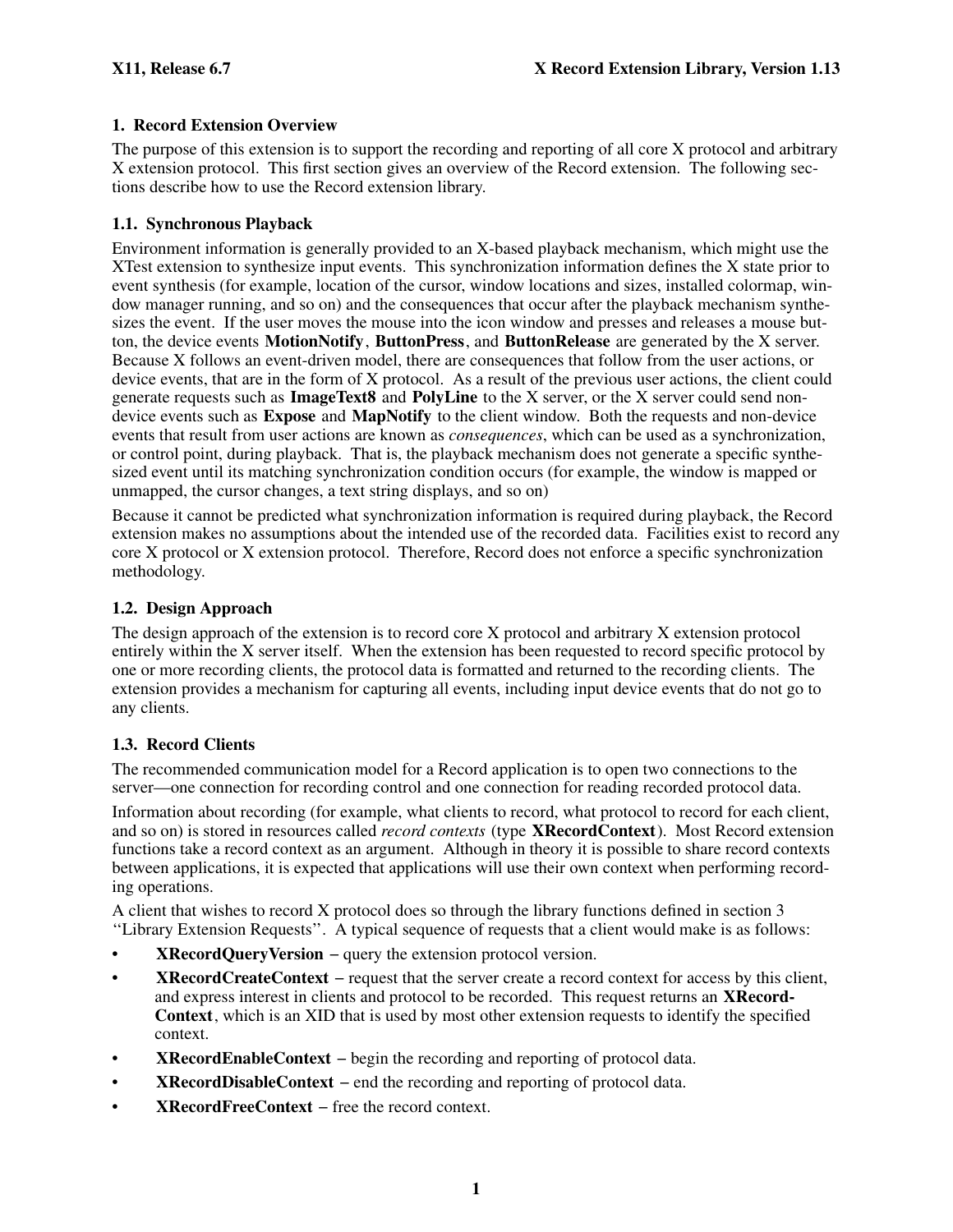## 1. Record Extension Overview

The purpose of this extension is to support the recording and reporting of all core X protocol and arbitrary X extension protocol. This first section gives an overview of the Record extension. The following sections describe how to use the Record extension library.

### 1.1. Synchronous Playback

Environment information is generally provided to an X-based playback mechanism, which might use the XTest extension to synthesize input events. This synchronization information defines the X state prior to event synthesis (for example, location of the cursor, window locations and sizes, installed colormap, window manager running, and so on) and the consequences that occur after the playback mechanism synthesizes the event. If the user moves the mouse into the icon window and presses and releases a mouse button, the device events **MotionNotify**, **ButtonPress**, and **ButtonRelease** are generated by the X server. Because X follows an event-driven model, there are consequences that follow from the user actions, or device events, that are in the form of X protocol. As a result of the previous user actions, the client could generate requests such as **ImageText8** and **PolyLine** to the X server, or the X server could send non-device events such as **Expose** and **MapNotify** to the client window. Both the requests and non-device events that result from user actions are known as *consequences*, which can be used as a synchronization, or control point, during playback. That is, the playback mechanism does not generate a specific synthesized event until its matching synchronization condition occurs (for example, the window is mapped or unmapped, the cursor changes, a text string displays, and so on)

Because it cannot be predicted what synchronization information is required during playback, the Record extension makes no assumptions about the intended use of the recorded data. Facilities exist to record any core X protocol or X extension protocol. Therefore, Record does not enforce a specific synchronization methodology.

### 1.2. Design Approach

The design approach of the extension is to record core X protocol and arbitrary X extension protocol entirely within the X server itself. When the extension has been requested to record specific protocol by one or more recording clients, the protocol data is formatted and returned to the recording clients. The extension provides a mechanism for capturing all events, including input device events that do not go to any clients.

### 1.3. Record Clients

The recommended communication model for a Record application is to open two connections to the server—one connection for recording control and one connection for reading recorded protocol data.

Information about recording (for example, what clients to record, what protocol to record for each client, and so on) is stored in resources called *record contexts* (type **XRecordContext**). Most Record extension functions take a record context as an argument. Although in theory it is possible to share record contexts between applications, it is expected that applications will use their own context when performing recording operations.

A client that wishes to record X protocol does so through the library functions defined in section 3 ‘‘Library Extension Requests’’. A typical sequence of requests that a client would make is as follows:

- **XRecordQueryVersion** – query the extension protocol version.
- **XRecordCreateContext** – request that the server create a record context for access by this client, and express interest in clients and protocol to be recorded. This request returns an **XRecordContext**, which is an XID that is used by most other extension requests to identify the specified context.
- **XRecordEnableContext** – begin the recording and reporting of protocol data.
- **XRecordDisableContext** – end the recording and reporting of protocol data.
- **XRecordFreeContext** – free the record context.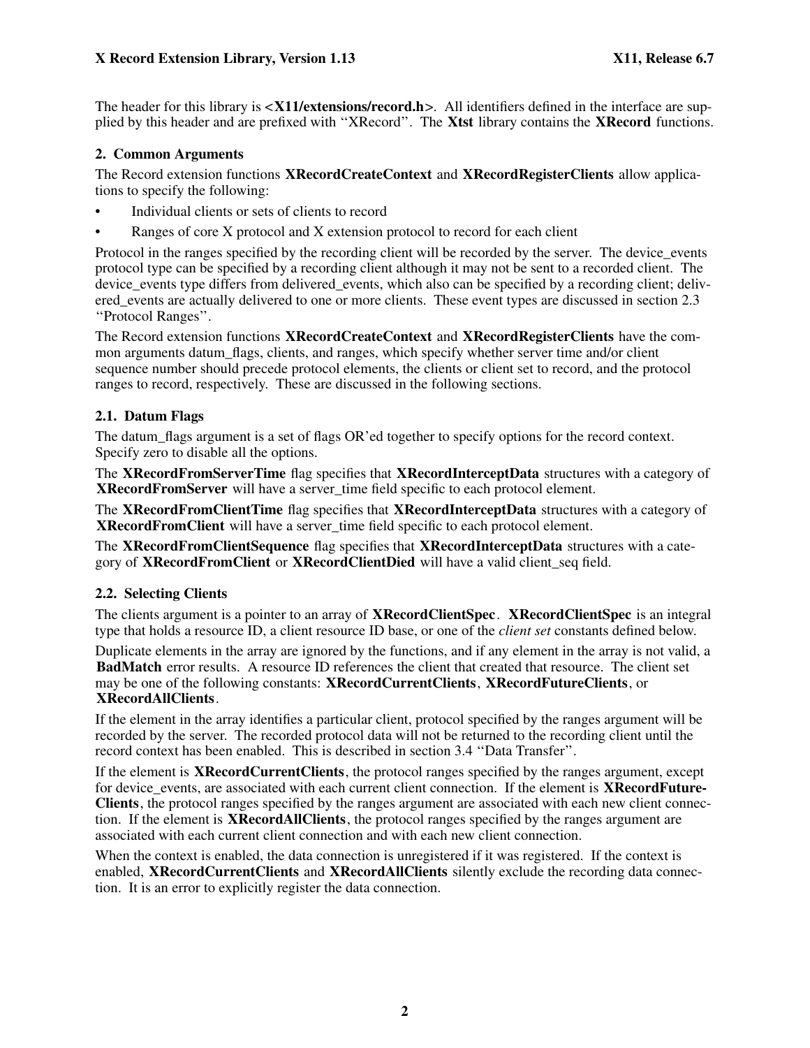The header for this library is **<X11/extensions/record.h>**. All identifiers defined in the interface are supplied by this header and are prefixed with ''XRecord''. The **Xtst** library contains the **XRecord** functions.

## 2. Common Arguments

The Record extension functions **XRecordCreateContext** and **XRecordRegisterClients** allow applications to specify the following:

- Individual clients or sets of clients to record
- Ranges of core X protocol and X extension protocol to record for each client

Protocol in the ranges specified by the recording client will be recorded by the server. The device_events protocol type can be specified by a recording client although it may not be sent to a recorded client. The device_events type differs from delivered_events, which also can be specified by a recording client; delivered_events are actually delivered to one or more clients. These event types are discussed in section 2.3 ''Protocol Ranges''.

The Record extension functions **XRecordCreateContext** and **XRecordRegisterClients** have the common arguments datum_flags, clients, and ranges, which specify whether server time and/or client sequence number should precede protocol elements, the clients or client set to record, and the protocol ranges to record, respectively. These are discussed in the following sections.

### 2.1. Datum Flags

The datum_flags argument is a set of flags OR'ed together to specify options for the record context. Specify zero to disable all the options.

The **XRecordFromServerTime** flag specifies that **XRecordInterceptData** structures with a category of **XRecordFromServer** will have a server_time field specific to each protocol element.

The **XRecordFromClientTime** flag specifies that **XRecordInterceptData** structures with a category of **XRecordFromClient** will have a server_time field specific to each protocol element.

The **XRecordFromClientSequence** flag specifies that **XRecordInterceptData** structures with a category of **XRecordFromClient** or **XRecordClientDied** will have a valid client_seq field.

### 2.2. Selecting Clients

The clients argument is a pointer to an array of **XRecordClientSpec**. **XRecordClientSpec** is an integral type that holds a resource ID, a client resource ID base, or one of the *client set* constants defined below.

Duplicate elements in the array are ignored by the functions, and if any element in the array is not valid, a **BadMatch** error results. A resource ID references the client that created that resource. The client set may be one of the following constants: **XRecordCurrentClients**, **XRecordFutureClients**, or **XRecordAllClients**.

If the element in the array identifies a particular client, protocol specified by the ranges argument will be recorded by the server. The recorded protocol data will not be returned to the recording client until the record context has been enabled. This is described in section 3.4 ''Data Transfer''.

If the element is **XRecordCurrentClients**, the protocol ranges specified by the ranges argument, except for device_events, are associated with each current client connection. If the element is **XRecordFutureClients**, the protocol ranges specified by the ranges argument are associated with each new client connection. If the element is **XRecordAllClients**, the protocol ranges specified by the ranges argument are associated with each current client connection and with each new client connection.

When the context is enabled, the data connection is unregistered if it was registered. If the context is enabled, **XRecordCurrentClients** and **XRecordAllClients** silently exclude the recording data connection. It is an error to explicitly register the data connection.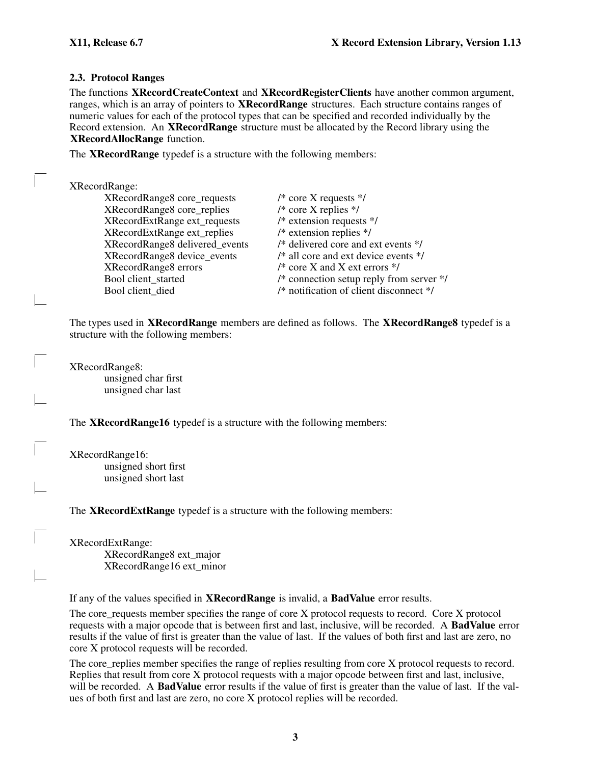### 2.3. Protocol Ranges

The functions **XRecordCreateContext** and **XRecordRegisterClients** have another common argument, ranges, which is an array of pointers to **XRecordRange** structures. Each structure contains ranges of numeric values for each of the protocol types that can be specified and recorded individually by the Record extension. An **XRecordRange** structure must be allocated by the Record library using the **XRecordAllocRange** function.

The **XRecordRange** typedef is a structure with the following members:

```
XRecordRange:
        XRecordRange8 core_requests          /* core X requests */
        XRecordRange8 core_replies           /* core X replies */
        XRecordExtRange ext_requests         /* extension requests */
        XRecordExtRange ext_replies          /* extension replies */
        XRecordRange8 delivered_events       /* delivered core and ext events */
        XRecordRange8 device_events          /* all core and ext device events */
        XRecordRange8 errors                 /* core X and X ext errors */
        Bool client_started                  /* connection setup reply from server */
        Bool client_died                     /* notification of client disconnect */
```

The types used in **XRecordRange** members are defined as follows. The **XRecordRange8** typedef is a structure with the following members:

```
XRecordRange8:
        unsigned char first
        unsigned char last
```

The **XRecordRange16** typedef is a structure with the following members:

```
XRecordRange16:
        unsigned short first
        unsigned short last
```

The **XRecordExtRange** typedef is a structure with the following members:

```
XRecordExtRange:
        XRecordRange8 ext_major
        XRecordRange16 ext_minor
```

If any of the values specified in **XRecordRange** is invalid, a **BadValue** error results.

The core_requests member specifies the range of core X protocol requests to record. Core X protocol requests with a major opcode that is between first and last, inclusive, will be recorded. A **BadValue** error results if the value of first is greater than the value of last. If the values of both first and last are zero, no core X protocol requests will be recorded.

The core_replies member specifies the range of replies resulting from core X protocol requests to record. Replies that result from core X protocol requests with a major opcode between first and last, inclusive, will be recorded. A **BadValue** error results if the value of first is greater than the value of last. If the values of both first and last are zero, no core X protocol replies will be recorded.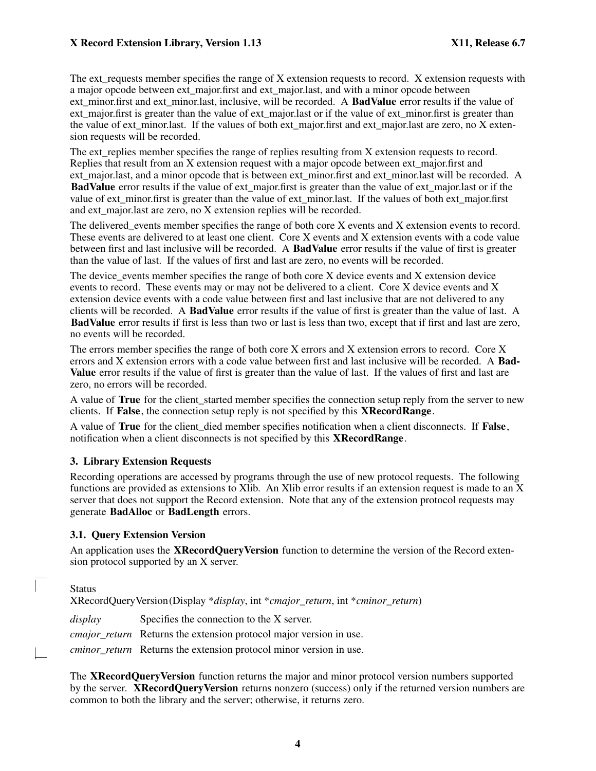The ext_requests member specifies the range of X extension requests to record. X extension requests with a major opcode between ext_major.first and ext_major.last, and with a minor opcode between ext_minor.first and ext_minor.last, inclusive, will be recorded. A **BadValue** error results if the value of ext_major.first is greater than the value of ext_major.last or if the value of ext_minor.first is greater than the value of ext_minor.last. If the values of both ext_major.first and ext_major.last are zero, no X extension requests will be recorded.

The ext_replies member specifies the range of replies resulting from X extension requests to record. Replies that result from an X extension request with a major opcode between ext_major.first and ext_major.last, and a minor opcode that is between ext_minor.first and ext_minor.last will be recorded. A **BadValue** error results if the value of ext_major.first is greater than the value of ext_major.last or if the value of ext_minor.first is greater than the value of ext_minor.last. If the values of both ext_major.first and ext_major.last are zero, no X extension replies will be recorded.

The delivered_events member specifies the range of both core X events and X extension events to record. These events are delivered to at least one client. Core X events and X extension events with a code value between first and last inclusive will be recorded. A **BadValue** error results if the value of first is greater than the value of last. If the values of first and last are zero, no events will be recorded.

The device_events member specifies the range of both core X device events and X extension device events to record. These events may or may not be delivered to a client. Core X device events and X extension device events with a code value between first and last inclusive that are not delivered to any clients will be recorded. A **BadValue** error results if the value of first is greater than the value of last. A **BadValue** error results if first is less than two or last is less than two, except that if first and last are zero, no events will be recorded.

The errors member specifies the range of both core X errors and X extension errors to record. Core X errors and X extension errors with a code value between first and last inclusive will be recorded. A **BadValue** error results if the value of first is greater than the value of last. If the values of first and last are zero, no errors will be recorded.

A value of **True** for the client_started member specifies the connection setup reply from the server to new clients. If **False**, the connection setup reply is not specified by this **XRecordRange**.

A value of **True** for the client_died member specifies notification when a client disconnects. If **False**, notification when a client disconnects is not specified by this **XRecordRange**.

### 3. Library Extension Requests

Recording operations are accessed by programs through the use of new protocol requests. The following functions are provided as extensions to Xlib. An Xlib error results if an extension request is made to an X server that does not support the Record extension. Note that any of the extension protocol requests may generate **BadAlloc** or **BadLength** errors.

### 3.1. Query Extension Version

An application uses the **XRecordQueryVersion** function to determine the version of the Record extension protocol supported by an X server.

Status
XRecordQueryVersion(Display **display*, int **cmajor_return*, int **cminor_return*)

*display* Specifies the connection to the X server.

*cmajor_return* Returns the extension protocol major version in use.

*cminor_return* Returns the extension protocol minor version in use.

The **XRecordQueryVersion** function returns the major and minor protocol version numbers supported by the server. **XRecordQueryVersion** returns nonzero (success) only if the returned version numbers are common to both the library and the server; otherwise, it returns zero.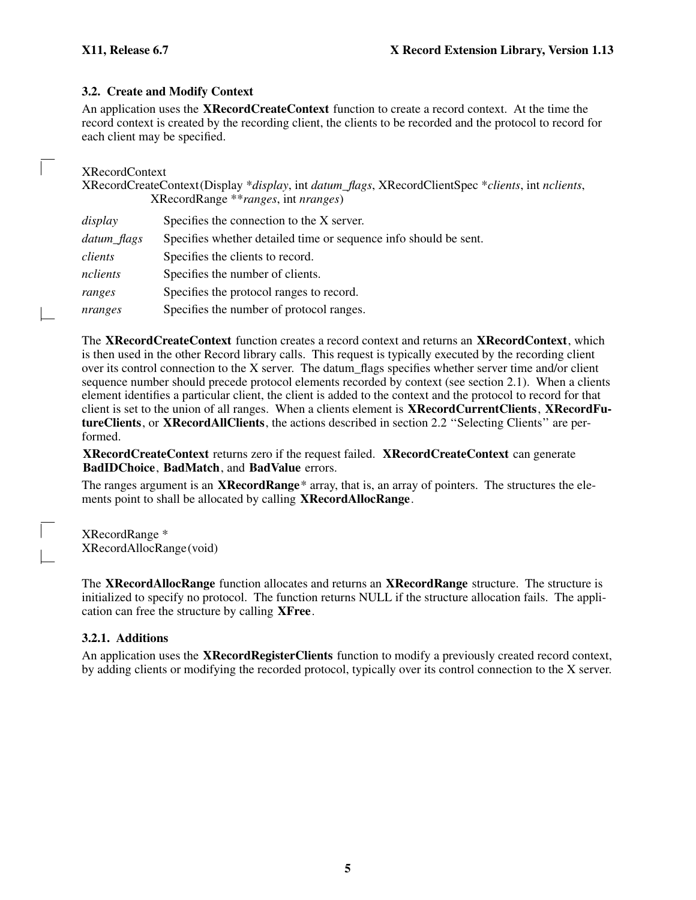### 3.2. Create and Modify Context

An application uses the **XRecordCreateContext** function to create a record context. At the time the record context is created by the recording client, the clients to be recorded and the protocol to record for each client may be specified.

```
XRecordContext
XRecordCreateContext(Display *display, int datum_flags, XRecordClientSpec *clients, int nclients,
        XRecordRange **ranges, int nranges)
```

*display* Specifies the connection to the X server.

*datum_flags* Specifies whether detailed time or sequence info should be sent.

*clients* Specifies the clients to record.

*nclients* Specifies the number of clients.

*ranges* Specifies the protocol ranges to record.

*nranges* Specifies the number of protocol ranges.

The **XRecordCreateContext** function creates a record context and returns an **XRecordContext**, which is then used in the other Record library calls. This request is typically executed by the recording client over its control connection to the X server. The datum_flags specifies whether server time and/or client sequence number should precede protocol elements recorded by context (see section 2.1). When a clients element identifies a particular client, the client is added to the context and the protocol to record for that client is set to the union of all ranges. When a clients element is **XRecordCurrentClients**, **XRecordFutureClients**, or **XRecordAllClients**, the actions described in section 2.2 ''Selecting Clients'' are performed.

**XRecordCreateContext** returns zero if the request failed. **XRecordCreateContext** can generate **BadIDChoice**, **BadMatch**, and **BadValue** errors.

The ranges argument is an **XRecordRange***\ array, that is, an array of pointers. The structures the elements point to shall be allocated by calling **XRecordAllocRange**.

```
XRecordRange *
XRecordAllocRange(void)
```

The **XRecordAllocRange** function allocates and returns an **XRecordRange** structure. The structure is initialized to specify no protocol. The function returns NULL if the structure allocation fails. The application can free the structure by calling **XFree**.

#### 3.2.1. Additions

An application uses the **XRecordRegisterClients** function to modify a previously created record context, by adding clients or modifying the recorded protocol, typically over its control connection to the X server.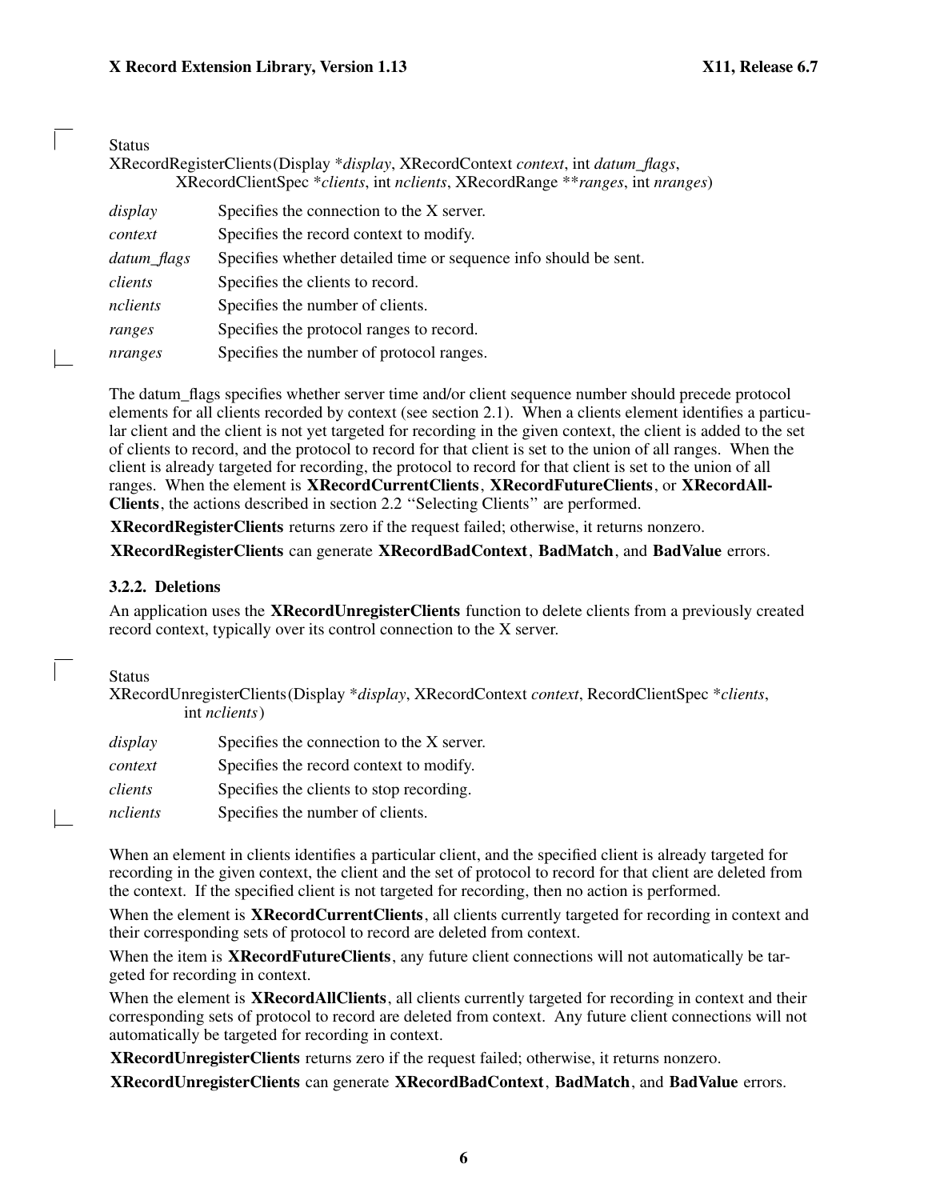Status
XRecordRegisterClients(Display **display*, XRecordContext *context*, int *datum_flags*,
XRecordClientSpec **clients*, int *nclients*, XRecordRange ***ranges*, int *nranges*)

| | |
|---|---|
| *display* | Specifies the connection to the X server. |
| *context* | Specifies the record context to modify. |
| *datum_flags* | Specifies whether detailed time or sequence info should be sent. |
| *clients* | Specifies the clients to record. |
| *nclients* | Specifies the number of clients. |
| *ranges* | Specifies the protocol ranges to record. |
| *nranges* | Specifies the number of protocol ranges. |

The datum_flags specifies whether server time and/or client sequence number should precede protocol elements for all clients recorded by context (see section 2.1). When a clients element identifies a particular client and the client is not yet targeted for recording in the given context, the client is added to the set of clients to record, and the protocol to record for that client is set to the union of all ranges. When the client is already targeted for recording, the protocol to record for that client is set to the union of all ranges. When the element is **XRecordCurrentClients**, **XRecordFutureClients**, or **XRecordAllClients**, the actions described in section 2.2 ''Selecting Clients'' are performed.

**XRecordRegisterClients** returns zero if the request failed; otherwise, it returns nonzero.

**XRecordRegisterClients** can generate **XRecordBadContext**, **BadMatch**, and **BadValue** errors.

### 3.2.2. Deletions

An application uses the **XRecordUnregisterClients** function to delete clients from a previously created record context, typically over its control connection to the X server.

Status
XRecordUnregisterClients(Display **display*, XRecordContext *context*, RecordClientSpec **clients*,
int *nclients*)

| | |
|---|---|
| *display* | Specifies the connection to the X server. |
| *context* | Specifies the record context to modify. |
| *clients* | Specifies the clients to stop recording. |
| *nclients* | Specifies the number of clients. |

When an element in clients identifies a particular client, and the specified client is already targeted for recording in the given context, the client and the set of protocol to record for that client are deleted from the context. If the specified client is not targeted for recording, then no action is performed.

When the element is **XRecordCurrentClients**, all clients currently targeted for recording in context and their corresponding sets of protocol to record are deleted from context.

When the item is **XRecordFutureClients**, any future client connections will not automatically be targeted for recording in context.

When the element is **XRecordAllClients**, all clients currently targeted for recording in context and their corresponding sets of protocol to record are deleted from context. Any future client connections will not automatically be targeted for recording in context.

**XRecordUnregisterClients** returns zero if the request failed; otherwise, it returns nonzero.

**XRecordUnregisterClients** can generate **XRecordBadContext**, **BadMatch**, and **BadValue** errors.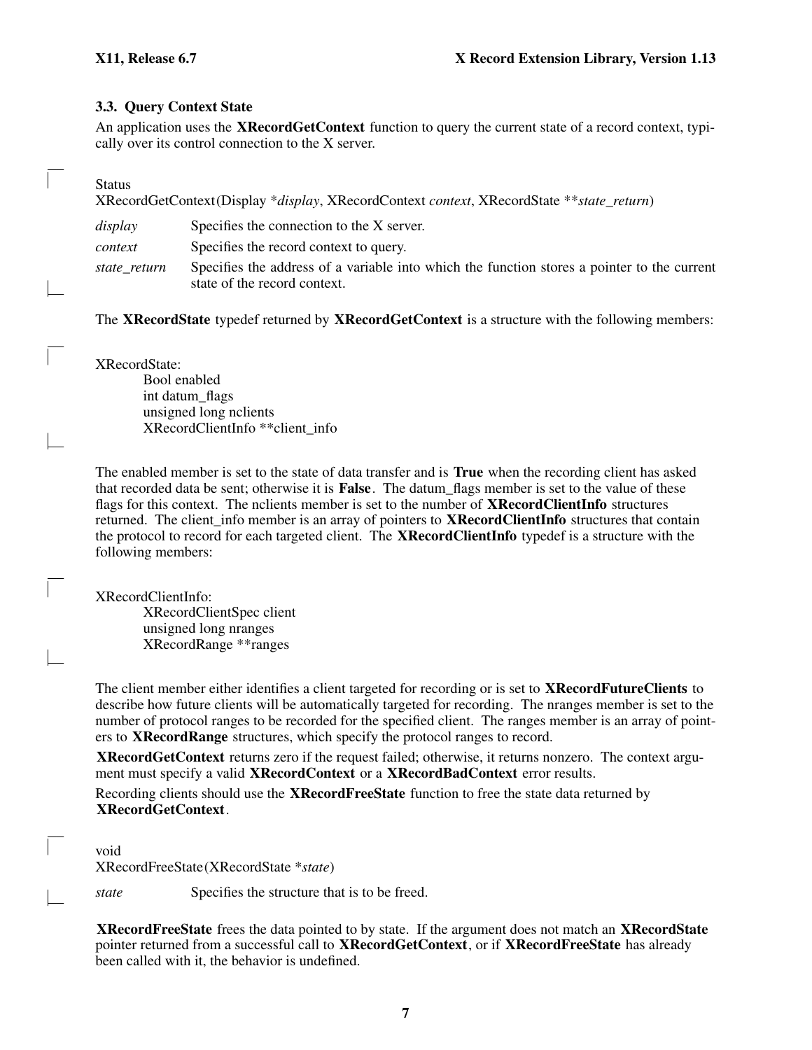### 3.3. Query Context State

An application uses the **XRecordGetContext** function to query the current state of a record context, typically over its control connection to the X server.

Status
XRecordGetContext(Display **display*, XRecordContext *context*, XRecordState ***state_return*)

| | |
|---|---|
| *display* | Specifies the connection to the X server. |
| *context* | Specifies the record context to query. |
| *state_return* | Specifies the address of a variable into which the function stores a pointer to the current state of the record context. |

The **XRecordState** typedef returned by **XRecordGetContext** is a structure with the following members:

```
XRecordState:
        Bool enabled
        int datum_flags
        unsigned long nclients
        XRecordClientInfo **client_info
```

The enabled member is set to the state of data transfer and is **True** when the recording client has asked that recorded data be sent; otherwise it is **False**. The datum_flags member is set to the value of these flags for this context. The nclients member is set to the number of **XRecordClientInfo** structures returned. The client_info member is an array of pointers to **XRecordClientInfo** structures that contain the protocol to record for each targeted client. The **XRecordClientInfo** typedef is a structure with the following members:

```
XRecordClientInfo:
        XRecordClientSpec client
        unsigned long nranges
        XRecordRange **ranges
```

The client member either identifies a client targeted for recording or is set to **XRecordFutureClients** to describe how future clients will be automatically targeted for recording. The nranges member is set to the number of protocol ranges to be recorded for the specified client. The ranges member is an array of pointers to **XRecordRange** structures, which specify the protocol ranges to record.

**XRecordGetContext** returns zero if the request failed; otherwise, it returns nonzero. The context argument must specify a valid **XRecordContext** or a **XRecordBadContext** error results.

Recording clients should use the **XRecordFreeState** function to free the state data returned by **XRecordGetContext**.

void
XRecordFreeState(XRecordState **state*)

| | |
|---|---|
| *state* | Specifies the structure that is to be freed. |

**XRecordFreeState** frees the data pointed to by state. If the argument does not match an **XRecordState** pointer returned from a successful call to **XRecordGetContext**, or if **XRecordFreeState** has already been called with it, the behavior is undefined.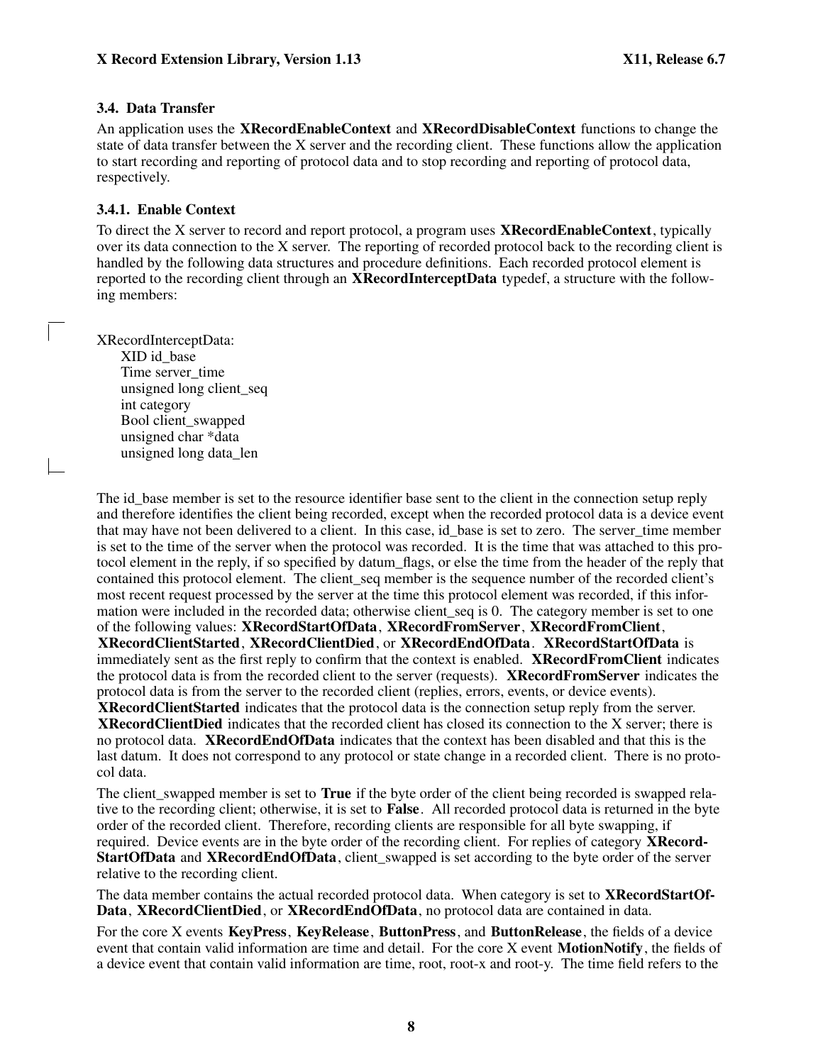### 3.4. Data Transfer

An application uses the **XRecordEnableContext** and **XRecordDisableContext** functions to change the state of data transfer between the X server and the recording client. These functions allow the application to start recording and reporting of protocol data and to stop recording and reporting of protocol data, respectively.

#### 3.4.1. Enable Context

To direct the X server to record and report protocol, a program uses **XRecordEnableContext**, typically over its data connection to the X server. The reporting of recorded protocol back to the recording client is handled by the following data structures and procedure definitions. Each recorded protocol element is reported to the recording client through an **XRecordInterceptData** typedef, a structure with the following members:

```
XRecordInterceptData:
    XID id_base
    Time server_time
    unsigned long client_seq
    int category
    Bool client_swapped
    unsigned char *data
    unsigned long data_len
```

The id_base member is set to the resource identifier base sent to the client in the connection setup reply and therefore identifies the client being recorded, except when the recorded protocol data is a device event that may have not been delivered to a client. In this case, id_base is set to zero. The server_time member is set to the time of the server when the protocol was recorded. It is the time that was attached to this protocol element in the reply, if so specified by datum_flags, or else the time from the header of the reply that contained this protocol element. The client_seq member is the sequence number of the recorded client's most recent request processed by the server at the time this protocol element was recorded, if this information were included in the recorded data; otherwise client_seq is 0. The category member is set to one of the following values: **XRecordStartOfData**, **XRecordFromServer**, **XRecordFromClient**, **XRecordClientStarted**, **XRecordClientDied**, or **XRecordEndOfData**. **XRecordStartOfData** is immediately sent as the first reply to confirm that the context is enabled. **XRecordFromClient** indicates the protocol data is from the recorded client to the server (requests). **XRecordFromServer** indicates the protocol data is from the server to the recorded client (replies, errors, events, or device events). **XRecordClientStarted** indicates that the protocol data is the connection setup reply from the server. **XRecordClientDied** indicates that the recorded client has closed its connection to the X server; there is no protocol data. **XRecordEndOfData** indicates that the context has been disabled and that this is the last datum. It does not correspond to any protocol or state change in a recorded client. There is no protocol data.

The client_swapped member is set to **True** if the byte order of the client being recorded is swapped relative to the recording client; otherwise, it is set to **False**. All recorded protocol data is returned in the byte order of the recorded client. Therefore, recording clients are responsible for all byte swapping, if required. Device events are in the byte order of the recording client. For replies of category **XRecordStartOfData** and **XRecordEndOfData**, client_swapped is set according to the byte order of the server relative to the recording client.

The data member contains the actual recorded protocol data. When category is set to **XRecordStartOfData**, **XRecordClientDied**, or **XRecordEndOfData**, no protocol data are contained in data.

For the core X events **KeyPress**, **KeyRelease**, **ButtonPress**, and **ButtonRelease**, the fields of a device event that contain valid information are time and detail. For the core X event **MotionNotify**, the fields of a device event that contain valid information are time, root, root-x and root-y. The time field refers to the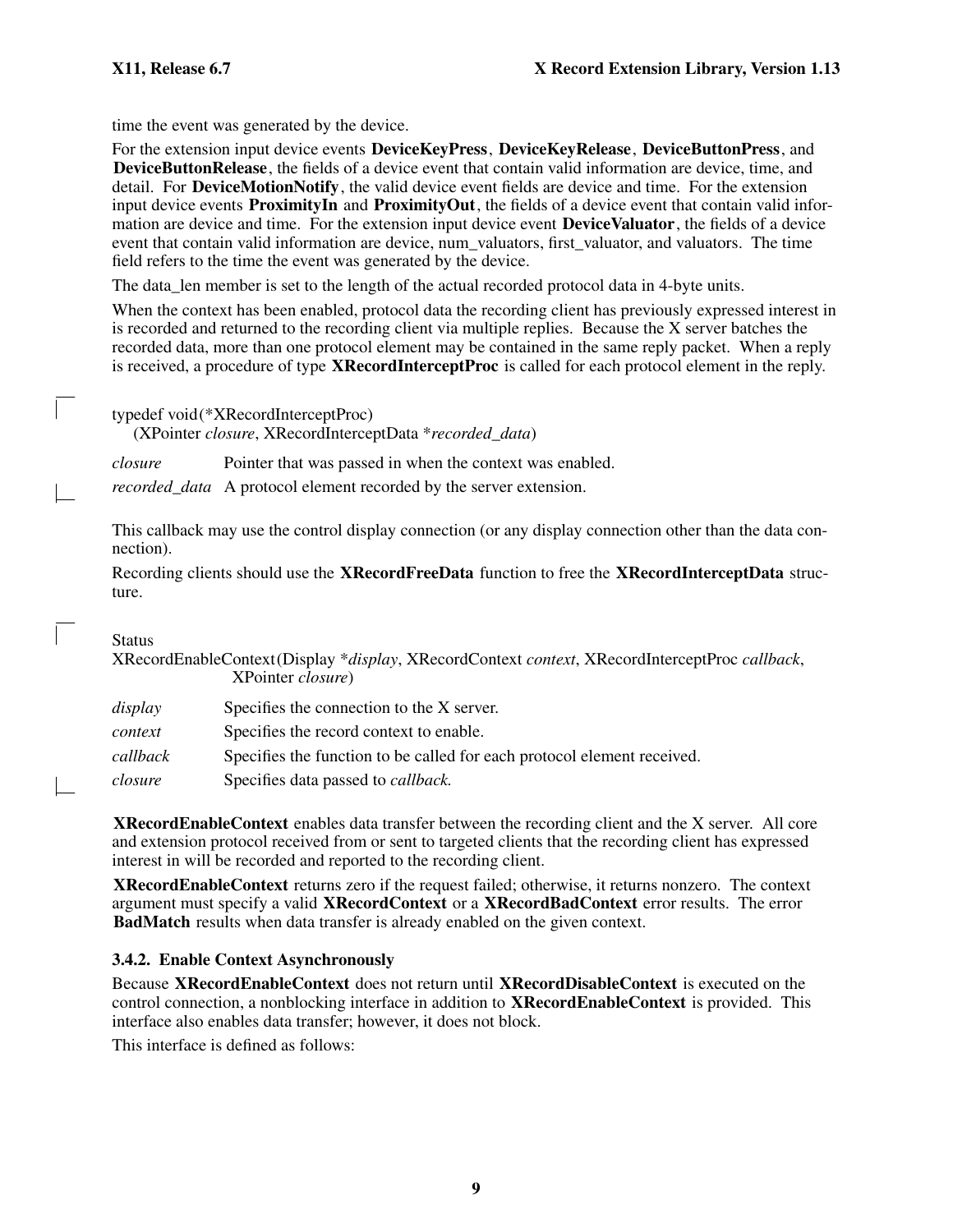time the event was generated by the device.

For the extension input device events **DeviceKeyPress**, **DeviceKeyRelease**, **DeviceButtonPress**, and **DeviceButtonRelease**, the fields of a device event that contain valid information are device, time, and detail. For **DeviceMotionNotify**, the valid device event fields are device and time. For the extension input device events **ProximityIn** and **ProximityOut**, the fields of a device event that contain valid information are device and time. For the extension input device event **DeviceValuator**, the fields of a device event that contain valid information are device, num_valuators, first_valuator, and valuators. The time field refers to the time the event was generated by the device.

The data_len member is set to the length of the actual recorded protocol data in 4-byte units.

When the context has been enabled, protocol data the recording client has previously expressed interest in is recorded and returned to the recording client via multiple replies. Because the X server batches the recorded data, more than one protocol element may be contained in the same reply packet. When a reply is received, a procedure of type **XRecordInterceptProc** is called for each protocol element in the reply.

```
typedef void(*XRecordInterceptProc)
    (XPointer closure, XRecordInterceptData *recorded_data)
```

*closure* Pointer that was passed in when the context was enabled.

*recorded_data* A protocol element recorded by the server extension.

This callback may use the control display connection (or any display connection other than the data connection).

Recording clients should use the **XRecordFreeData** function to free the **XRecordInterceptData** structure.

```
Status
XRecordEnableContext(Display *display, XRecordContext context, XRecordInterceptProc callback,
                     XPointer closure)
```

*display* Specifies the connection to the X server.

*context* Specifies the record context to enable.

*callback* Specifies the function to be called for each protocol element received.

*closure* Specifies data passed to *callback*.

**XRecordEnableContext** enables data transfer between the recording client and the X server. All core and extension protocol received from or sent to targeted clients that the recording client has expressed interest in will be recorded and reported to the recording client.

**XRecordEnableContext** returns zero if the request failed; otherwise, it returns nonzero. The context argument must specify a valid **XRecordContext** or a **XRecordBadContext** error results. The error **BadMatch** results when data transfer is already enabled on the given context.

### 3.4.2. Enable Context Asynchronously

Because **XRecordEnableContext** does not return until **XRecordDisableContext** is executed on the control connection, a nonblocking interface in addition to **XRecordEnableContext** is provided. This interface also enables data transfer; however, it does not block.

This interface is defined as follows: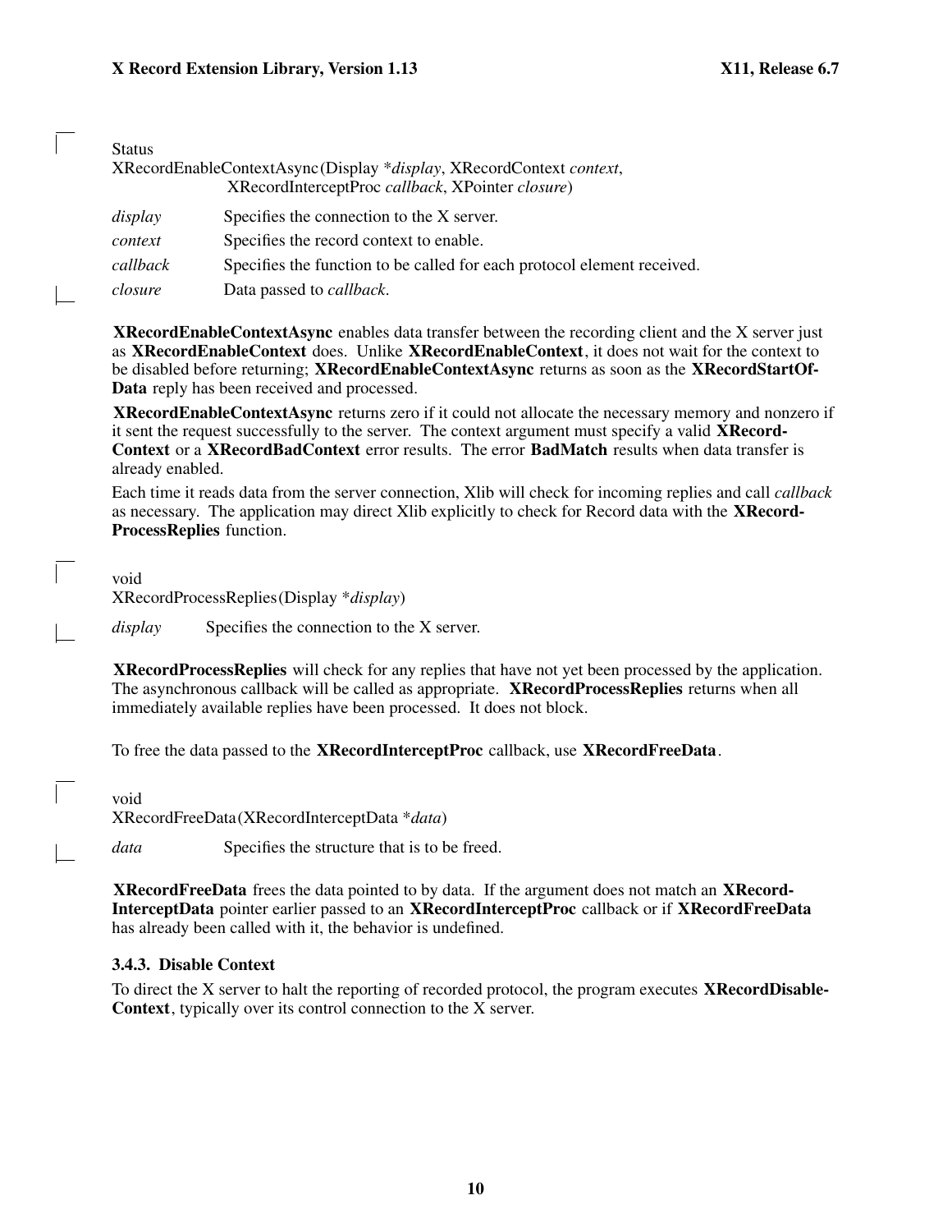Status
XRecordEnableContextAsync(Display **display*, XRecordContext *context*,
XRecordInterceptProc *callback*, XPointer *closure*)

| | |
|---|---|
| *display* | Specifies the connection to the X server. |
| *context* | Specifies the record context to enable. |
| *callback* | Specifies the function to be called for each protocol element received. |
| *closure* | Data passed to *callback*. |

**XRecordEnableContextAsync** enables data transfer between the recording client and the X server just as **XRecordEnableContext** does. Unlike **XRecordEnableContext**, it does not wait for the context to be disabled before returning; **XRecordEnableContextAsync** returns as soon as the **XRecordStartOfData** reply has been received and processed.

**XRecordEnableContextAsync** returns zero if it could not allocate the necessary memory and nonzero if it sent the request successfully to the server. The context argument must specify a valid **XRecordContext** or a **XRecordBadContext** error results. The error **BadMatch** results when data transfer is already enabled.

Each time it reads data from the server connection, Xlib will check for incoming replies and call *callback* as necessary. The application may direct Xlib explicitly to check for Record data with the **XRecordProcessReplies** function.

void
XRecordProcessReplies(Display **display*)

| | |
|---|---|
| *display* | Specifies the connection to the X server. |

**XRecordProcessReplies** will check for any replies that have not yet been processed by the application. The asynchronous callback will be called as appropriate. **XRecordProcessReplies** returns when all immediately available replies have been processed. It does not block.

To free the data passed to the **XRecordInterceptProc** callback, use **XRecordFreeData**.

void
XRecordFreeData(XRecordInterceptData **data*)

| | |
|---|---|
| *data* | Specifies the structure that is to be freed. |

**XRecordFreeData** frees the data pointed to by data. If the argument does not match an **XRecordInterceptData** pointer earlier passed to an **XRecordInterceptProc** callback or if **XRecordFreeData** has already been called with it, the behavior is undefined.

### 3.4.3. Disable Context

To direct the X server to halt the reporting of recorded protocol, the program executes **XRecordDisableContext**, typically over its control connection to the X server.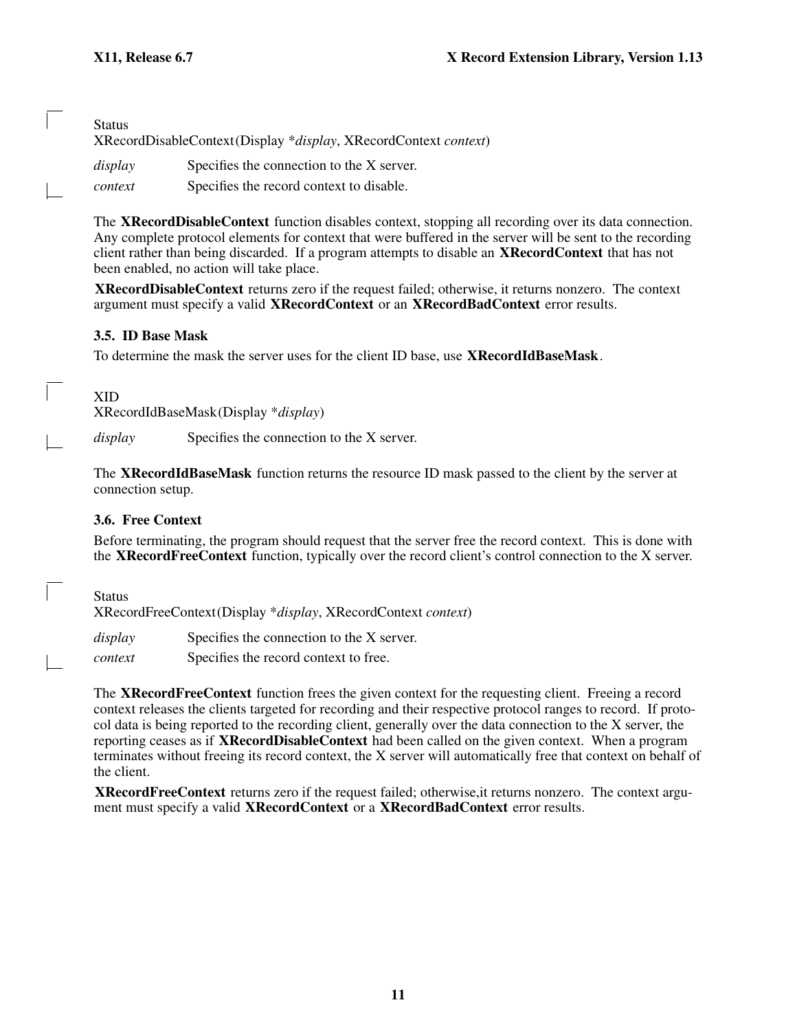Status
XRecordDisableContext(Display *display*, XRecordContext *context*)

*display* Specifies the connection to the X server.

*context* Specifies the record context to disable.

The **XRecordDisableContext** function disables context, stopping all recording over its data connection. Any complete protocol elements for context that were buffered in the server will be sent to the recording client rather than being discarded. If a program attempts to disable an **XRecordContext** that has not been enabled, no action will take place.

**XRecordDisableContext** returns zero if the request failed; otherwise, it returns nonzero. The context argument must specify a valid **XRecordContext** or an **XRecordBadContext** error results.

### 3.5. ID Base Mask

To determine the mask the server uses for the client ID base, use **XRecordIdBaseMask**.

XID
XRecordIdBaseMask(Display *display*)

*display* Specifies the connection to the X server.

The **XRecordIdBaseMask** function returns the resource ID mask passed to the client by the server at connection setup.

### 3.6. Free Context

Before terminating, the program should request that the server free the record context. This is done with the **XRecordFreeContext** function, typically over the record client's control connection to the X server.

Status
XRecordFreeContext(Display *display*, XRecordContext *context*)

*display* Specifies the connection to the X server.

*context* Specifies the record context to free.

The **XRecordFreeContext** function frees the given context for the requesting client. Freeing a record context releases the clients targeted for recording and their respective protocol ranges to record. If protocol data is being reported to the recording client, generally over the data connection to the X server, the reporting ceases as if **XRecordDisableContext** had been called on the given context. When a program terminates without freeing its record context, the X server will automatically free that context on behalf of the client.

**XRecordFreeContext** returns zero if the request failed; otherwise,it returns nonzero. The context argument must specify a valid **XRecordContext** or a **XRecordBadContext** error results.